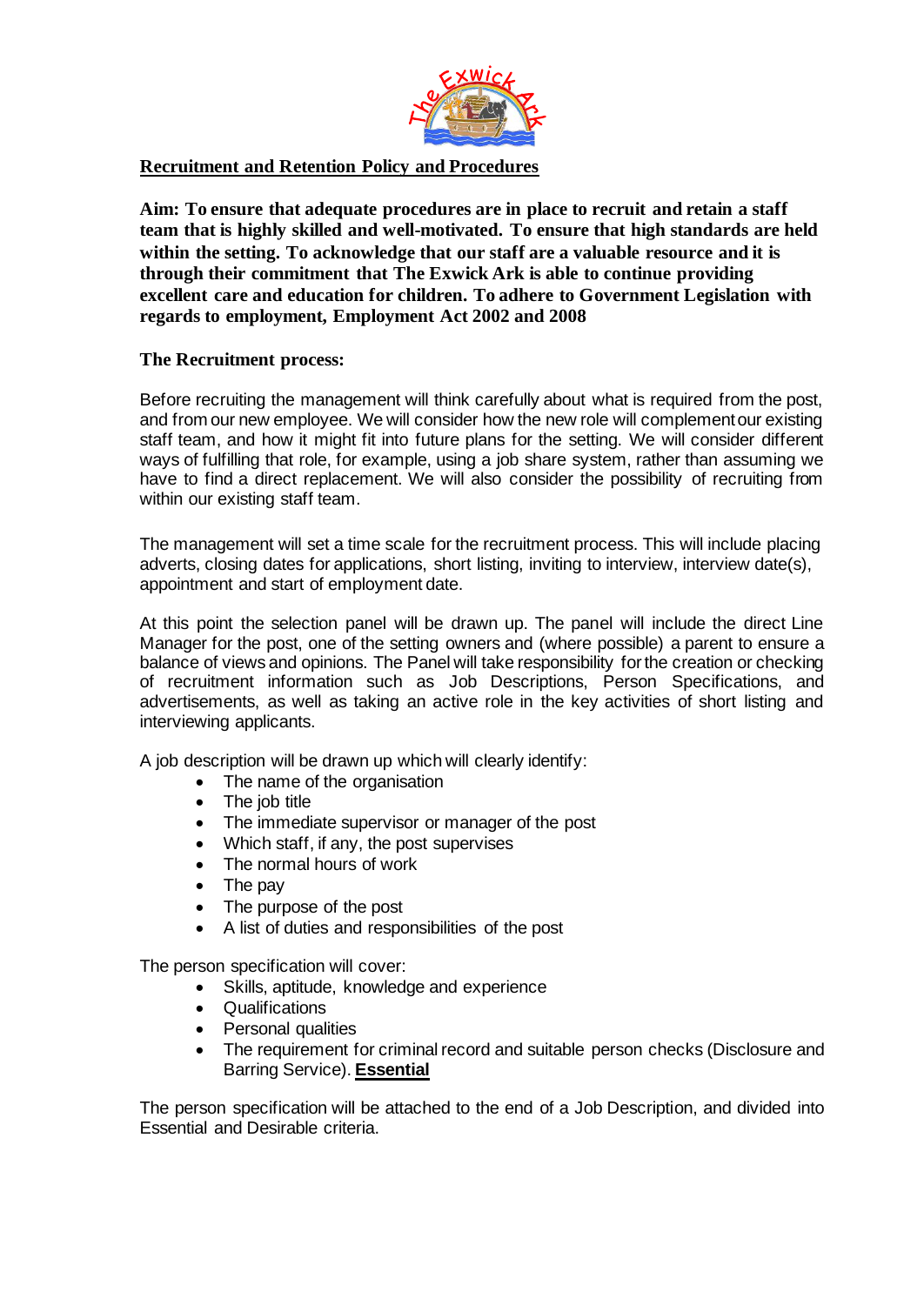# Recruitment and Retention Policy and Procedures

**Aim: To ensure that adequate procedures are in place to recruit and retain a staff team that is highly skilled and well-motivated. To ensure that high standards are held within the setting. To acknowledge that our staff are a valuable resource and it is through their commitment that The Exwick Ark is able to continue providing excellent care and education for children. To adhere to Government Legislation with regards to employment, Employment Act 2002 and 2008**

## The Recruitment process:

Before recruiting the management will think carefully about what is required from the post, and from our new employee. We will consider how the new role will complement our existing staff team, and how it might fit into future plans for the setting. We will consider different ways of fulfilling that role, for example, using a job share system, rather than assuming we have to find a direct replacement. We will also consider the possibility of recruiting from within our existing staff team.

The management will set a time scale for the recruitment process. This will include placing adverts, closing dates for applications, short listing, inviting to interview, interview date(s), appointment and start of employment date.

At this point the selection panel will be drawn up. The panel will include the direct Line Manager for the post, one of the setting owners and (where possible) a parent to ensure a balance of views and opinions. The Panel will take responsibility for the creation or checking of recruitment information such as Job Descriptions, Person Specifications, and advertisements, as well as taking an active role in the key activities of short listing and interviewing applicants.

A job description will be drawn up which will clearly identify:

- The name of the organisation
- The job title
- The immediate supervisor or manager of the post
- Which staff, if any, the post supervises
- The normal hours of work
- The pay
- The purpose of the post
- A list of duties and responsibilities of the post

The person specification will cover:

- Skills, aptitude, knowledge and experience
- Qualifications
- Personal qualities
- The requirement for criminal record and suitable person checks (Disclosure and Barring Service). **Essential**

The person specification will be attached to the end of a Job Description, and divided into Essential and Desirable criteria.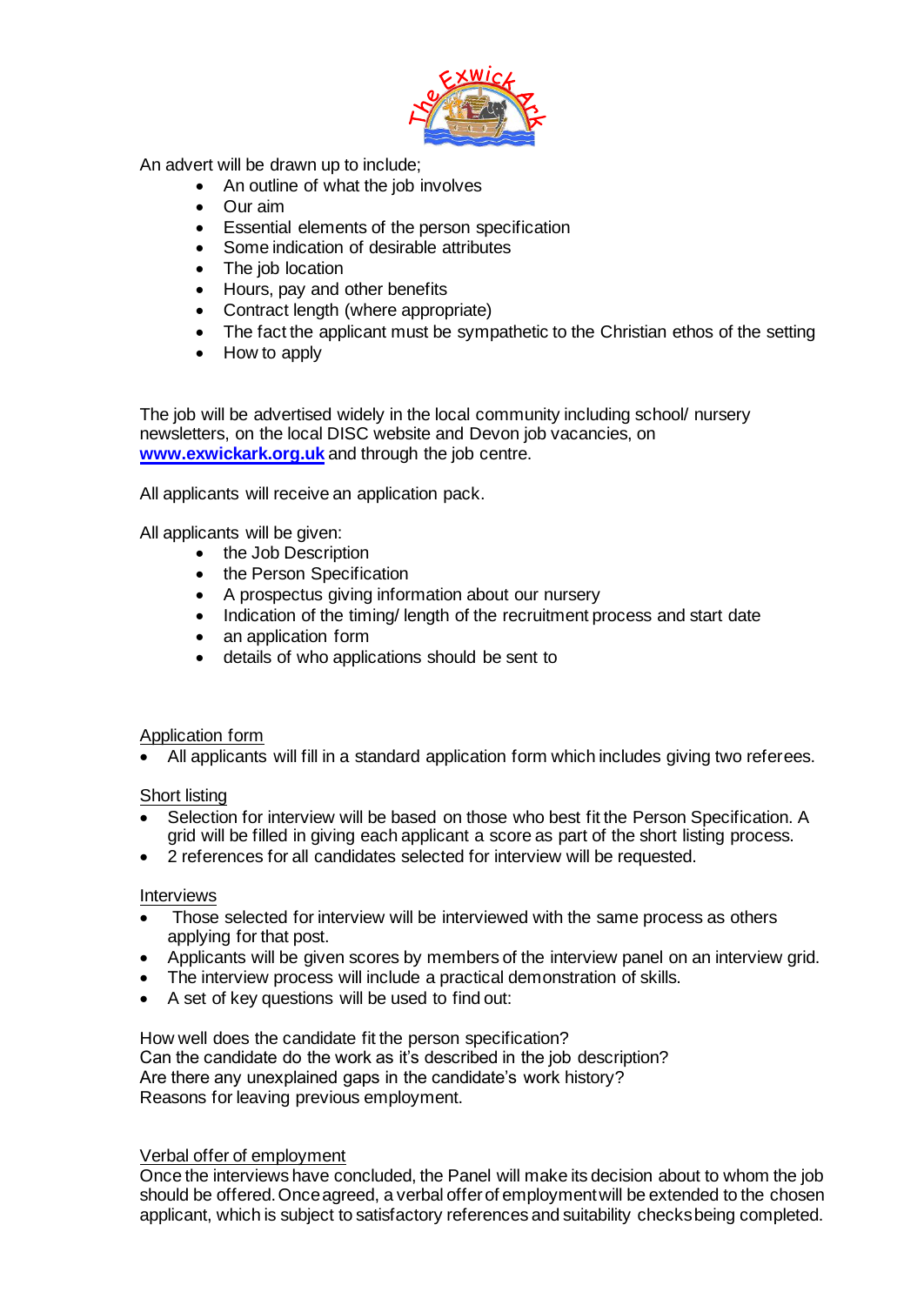An advert will be drawn up to include;

- An outline of what the job involves
- Our aim
- Essential elements of the person specification
- Some indication of desirable attributes
- The job location
- Hours, pay and other benefits
- Contract length (where appropriate)
- The fact the applicant must be sympathetic to the Christian ethos of the setting
- How to apply

The job will be advertised widely in the local community including school/ nursery newsletters, on the local DISC website and Devon job vacancies, on **www.exwickark.org.uk** and through the job centre.

All applicants will receive an application pack.

All applicants will be given:

- the Job Description
- the Person Specification
- A prospectus giving information about our nursery
- Indication of the timing/ length of the recruitment process and start date
- an application form
- details of who applications should be sent to

<u>Application form</u>

- All applicants will fill in a standard application form which includes giving two referees.

<u>Short listing</u>

- Selection for interview will be based on those who best fit the Person Specification. A grid will be filled in giving each applicant a score as part of the short listing process.
- 2 references for all candidates selected for interview will be requested.

<u>Interviews</u>

- Those selected for interview will be interviewed with the same process as others applying for that post.
- Applicants will be given scores by members of the interview panel on an interview grid.
- The interview process will include a practical demonstration of skills.
- A set of key questions will be used to find out:

How well does the candidate fit the person specification?
Can the candidate do the work as it's described in the job description?
Are there any unexplained gaps in the candidate's work history?
Reasons for leaving previous employment.

<u>Verbal offer of employment</u>

Once the interviews have concluded, the Panel will make its decision about to whom the job should be offered. Once agreed, a verbal offer of employment will be extended to the chosen applicant, which is subject to satisfactory references and suitability checks being completed.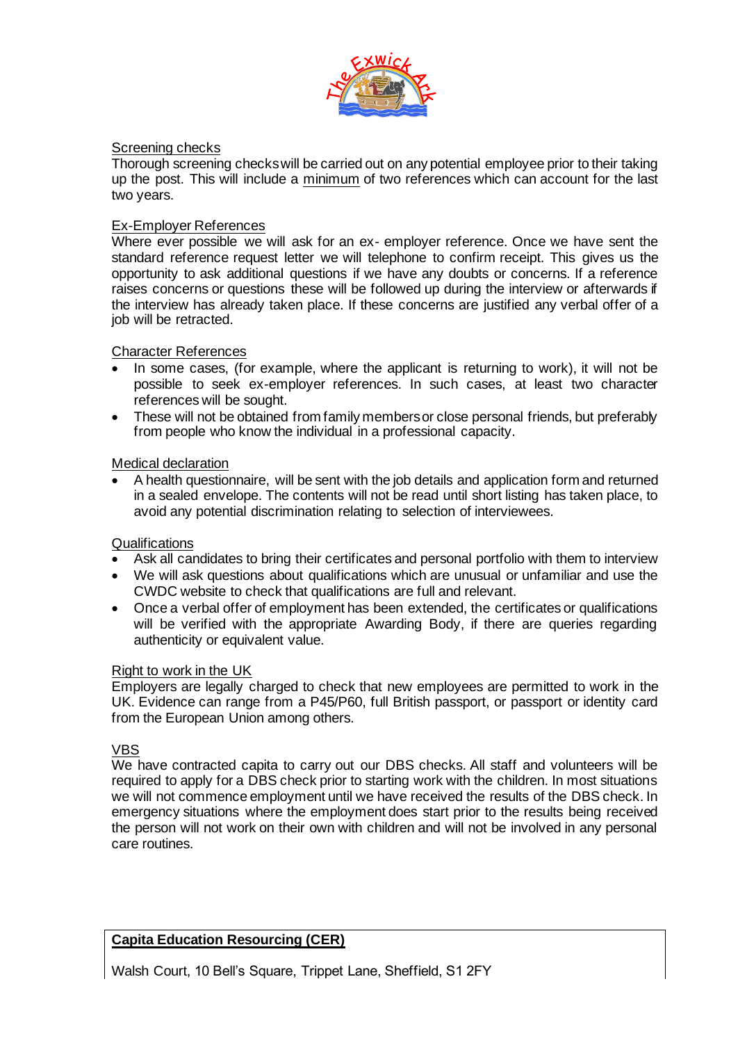Screening checks

Thorough screening checks will be carried out on any potential employee prior to their taking up the post. This will include a minimum of two references which can account for the last two years.

Ex-Employer References

Where ever possible we will ask for an ex- employer reference. Once we have sent the standard reference request letter we will telephone to confirm receipt. This gives us the opportunity to ask additional questions if we have any doubts or concerns. If a reference raises concerns or questions these will be followed up during the interview or afterwards if the interview has already taken place. If these concerns are justified any verbal offer of a job will be retracted.

Character References

- In some cases, (for example, where the applicant is returning to work), it will not be possible to seek ex-employer references. In such cases, at least two character references will be sought.
- These will not be obtained from family members or close personal friends, but preferably from people who know the individual in a professional capacity.

Medical declaration

- A health questionnaire, will be sent with the job details and application form and returned in a sealed envelope. The contents will not be read until short listing has taken place, to avoid any potential discrimination relating to selection of interviewees.

Qualifications

- Ask all candidates to bring their certificates and personal portfolio with them to interview
- We will ask questions about qualifications which are unusual or unfamiliar and use the CWDC website to check that qualifications are full and relevant.
- Once a verbal offer of employment has been extended, the certificates or qualifications will be verified with the appropriate Awarding Body, if there are queries regarding authenticity or equivalent value.

Right to work in the UK

Employers are legally charged to check that new employees are permitted to work in the UK. Evidence can range from a P45/P60, full British passport, or passport or identity card from the European Union among others.

VBS

We have contracted capita to carry out our DBS checks. All staff and volunteers will be required to apply for a DBS check prior to starting work with the children. In most situations we will not commence employment until we have received the results of the DBS check. In emergency situations where the employment does start prior to the results being received the person will not work on their own with children and will not be involved in any personal care routines.

**Capita Education Resourcing (CER)**

Walsh Court, 10 Bell's Square, Trippet Lane, Sheffield, S1 2FY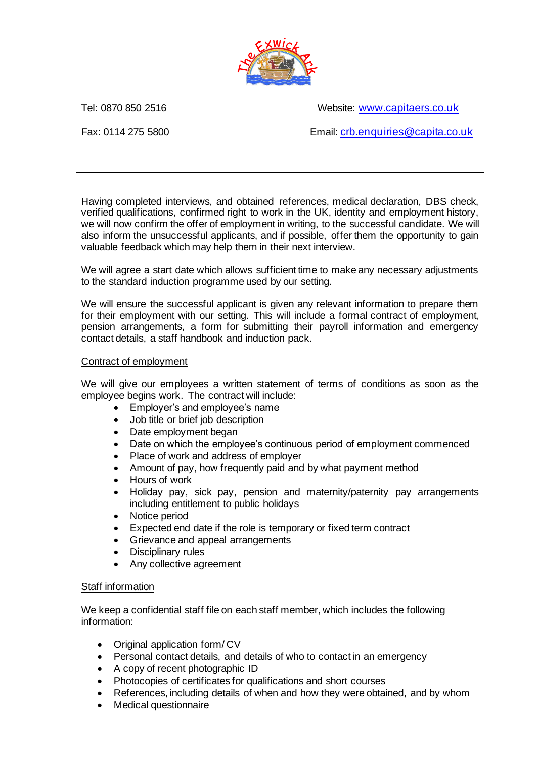Tel: 0870 850 2516

Website: [www.capitaers.co.uk](http://www.capitaers.co.uk)

Fax: 0114 275 5800

Email: [crb.enquiries@capita.co.uk](mailto:crb.enquiries@capita.co.uk)

Having completed interviews, and obtained references, medical declaration, DBS check, verified qualifications, confirmed right to work in the UK, identity and employment history, we will now confirm the offer of employment in writing, to the successful candidate. We will also inform the unsuccessful applicants, and if possible, offer them the opportunity to gain valuable feedback which may help them in their next interview.

We will agree a start date which allows sufficient time to make any necessary adjustments to the standard induction programme used by our setting.

We will ensure the successful applicant is given any relevant information to prepare them for their employment with our setting. This will include a formal contract of employment, pension arrangements, a form for submitting their payroll information and emergency contact details, a staff handbook and induction pack.

## Contract of employment

We will give our employees a written statement of terms of conditions as soon as the employee begins work. The contract will include:

- Employer's and employee's name
- Job title or brief job description
- Date employment began
- Date on which the employee's continuous period of employment commenced
- Place of work and address of employer
- Amount of pay, how frequently paid and by what payment method
- Hours of work
- Holiday pay, sick pay, pension and maternity/paternity pay arrangements including entitlement to public holidays
- Notice period
- Expected end date if the role is temporary or fixed term contract
- Grievance and appeal arrangements
- Disciplinary rules
- Any collective agreement

## Staff information

We keep a confidential staff file on each staff member, which includes the following information:

- Original application form/ CV
- Personal contact details, and details of who to contact in an emergency
- A copy of recent photographic ID
- Photocopies of certificates for qualifications and short courses
- References, including details of when and how they were obtained, and by whom
- Medical questionnaire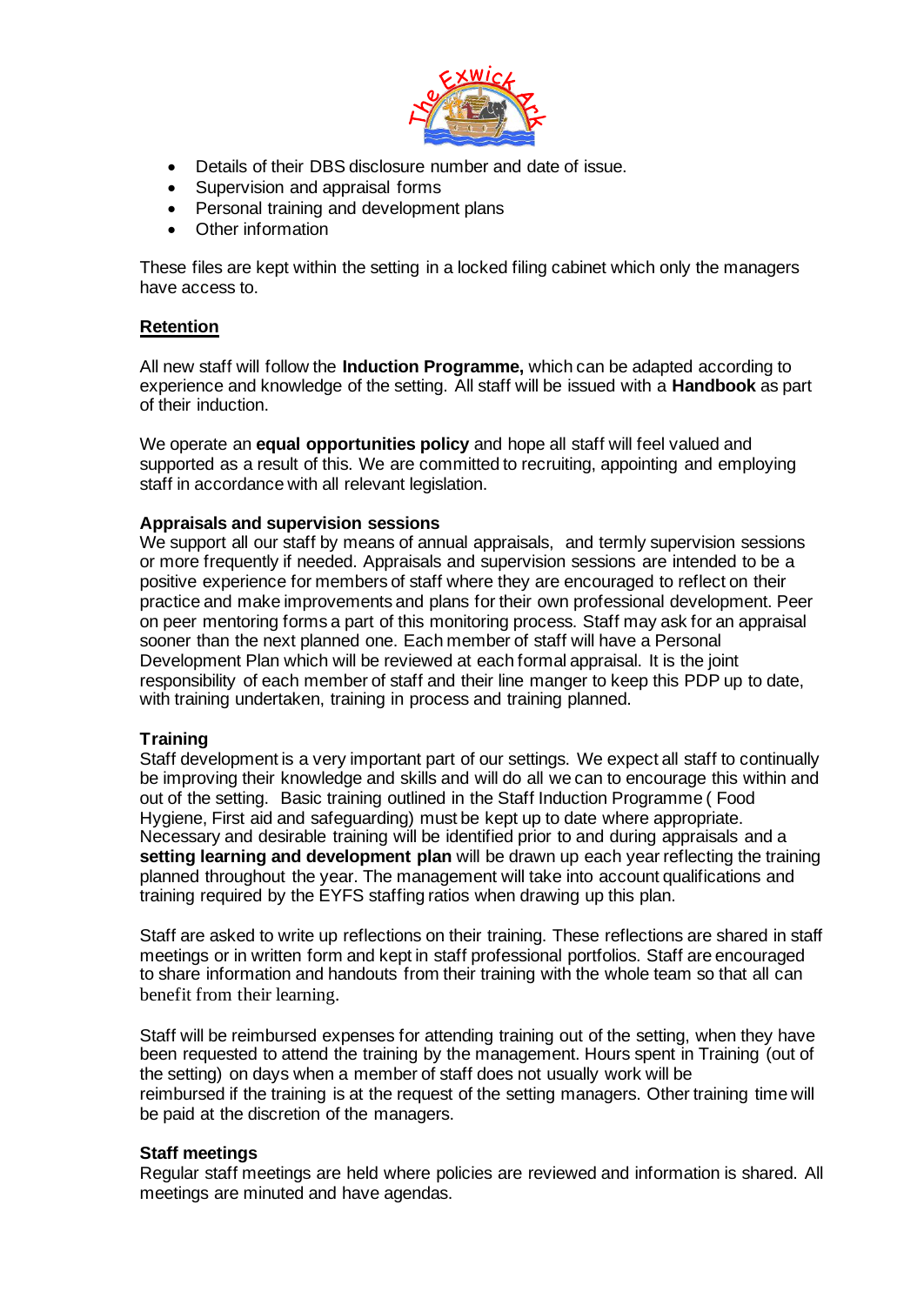- Details of their DBS disclosure number and date of issue.
- Supervision and appraisal forms
- Personal training and development plans
- Other information

These files are kept within the setting in a locked filing cabinet which only the managers have access to.

## Retention

All new staff will follow the **Induction Programme,** which can be adapted according to experience and knowledge of the setting. All staff will be issued with a **Handbook** as part of their induction.

We operate an **equal opportunities policy** and hope all staff will feel valued and supported as a result of this. We are committed to recruiting, appointing and employing staff in accordance with all relevant legislation.

### Appraisals and supervision sessions

We support all our staff by means of annual appraisals, and termly supervision sessions or more frequently if needed. Appraisals and supervision sessions are intended to be a positive experience for members of staff where they are encouraged to reflect on their practice and make improvements and plans for their own professional development. Peer on peer mentoring forms a part of this monitoring process. Staff may ask for an appraisal sooner than the next planned one. Each member of staff will have a Personal Development Plan which will be reviewed at each formal appraisal. It is the joint responsibility of each member of staff and their line manger to keep this PDP up to date, with training undertaken, training in process and training planned.

### Training

Staff development is a very important part of our settings. We expect all staff to continually be improving their knowledge and skills and will do all we can to encourage this within and out of the setting. Basic training outlined in the Staff Induction Programme ( Food Hygiene, First aid and safeguarding) must be kept up to date where appropriate. Necessary and desirable training will be identified prior to and during appraisals and a **setting learning and development plan** will be drawn up each year reflecting the training planned throughout the year. The management will take into account qualifications and training required by the EYFS staffing ratios when drawing up this plan.

Staff are asked to write up reflections on their training. These reflections are shared in staff meetings or in written form and kept in staff professional portfolios. Staff are encouraged to share information and handouts from their training with the whole team so that all can benefit from their learning.

Staff will be reimbursed expenses for attending training out of the setting, when they have been requested to attend the training by the management. Hours spent in Training (out of the setting) on days when a member of staff does not usually work will be reimbursed if the training is at the request of the setting managers. Other training time will be paid at the discretion of the managers.

### Staff meetings

Regular staff meetings are held where policies are reviewed and information is shared. All meetings are minuted and have agendas.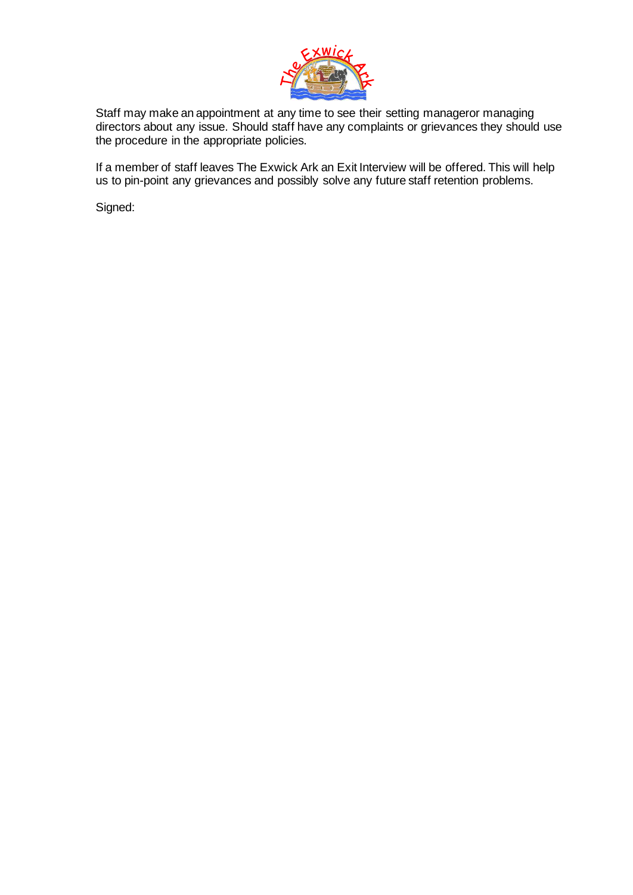Staff may make an appointment at any time to see their setting manageror managing directors about any issue. Should staff have any complaints or grievances they should use the procedure in the appropriate policies.

If a member of staff leaves The Exwick Ark an Exit Interview will be offered. This will help us to pin-point any grievances and possibly solve any future staff retention problems.

Signed: